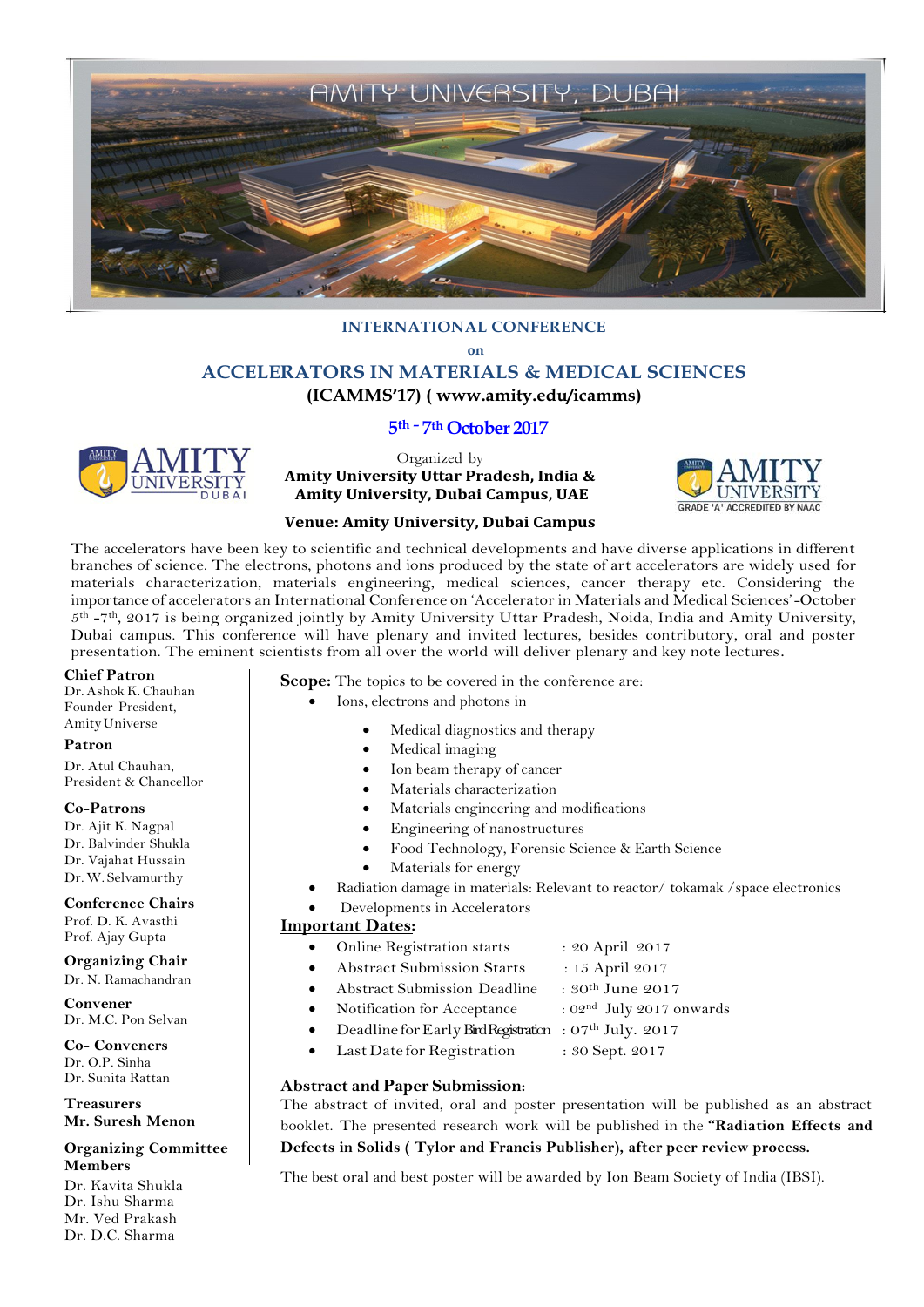AMITY UNIVERSITY, DUBAI

## INTERNATIONAL CONFERENCE

on

# ACCELERATORS IN MATERIALS & MEDICAL SCIENCES

**(ICAMMS'17) ( www.amity.edu/icamms)**

**5th - 7th October 2017**

Organized by
**Amity University Uttar Pradesh, India &**
**Amity University, Dubai Campus, UAE**

**Venue: Amity University, Dubai Campus**

The accelerators have been key to scientific and technical developments and have diverse applications in different branches of science. The electrons, photons and ions produced by the state of art accelerators are widely used for materials characterization, materials engineering, medical sciences, cancer therapy etc. Considering the importance of accelerators an International Conference on 'Accelerator in Materials and Medical Sciences'-October 5th -7th, 2017 is being organized jointly by Amity University Uttar Pradesh, Noida, India and Amity University, Dubai campus. This conference will have plenary and invited lectures, besides contributory, oral and poster presentation. The eminent scientists from all over the world will deliver plenary and key note lectures.

**Chief Patron**
Dr. Ashok K. Chauhan
Founder President,
Amity Universe

**Patron**
Dr. Atul Chauhan,
President & Chancellor

**Co-Patrons**
Dr. Ajit K. Nagpal
Dr. Balvinder Shukla
Dr. Vajahat Hussain
Dr. W. Selvamurthy

**Conference Chairs**
Prof. D. K. Avasthi
Prof. Ajay Gupta

**Organizing Chair**
Dr. N. Ramachandran

**Convener**
Dr. M.C. Pon Selvan

**Co- Conveners**
Dr. O.P. Sinha
Dr. Sunita Rattan

**Treasurers**
**Mr. Suresh Menon**

**Organizing Committee Members**
Dr. Kavita Shukla
Dr. Ishu Sharma
Mr. Ved Prakash
Dr. D.C. Sharma

**Scope:** The topics to be covered in the conference are:

- Ions, electrons and photons in
  - Medical diagnostics and therapy
  - Medical imaging
  - Ion beam therapy of cancer
  - Materials characterization
  - Materials engineering and modifications
  - Engineering of nanostructures
  - Food Technology, Forensic Science & Earth Science
  - Materials for energy
- Radiation damage in materials: Relevant to reactor/ tokamak /space electronics
- Developments in Accelerators

## Important Dates:

- Online Registration starts : 20 April 2017
- Abstract Submission Starts : 15 April 2017
- Abstract Submission Deadline : 30th June 2017
- Notification for Acceptance : 02nd July 2017 onwards
- Deadline for Early Bird Registration : 07th July. 2017
- Last Date for Registration : 30 Sept. 2017

## Abstract and Paper Submission:

The abstract of invited, oral and poster presentation will be published as an abstract booklet. The presented research work will be published in the **"Radiation Effects and Defects in Solids ( Tylor and Francis Publisher), after peer review process.**

The best oral and best poster will be awarded by Ion Beam Society of India (IBSI).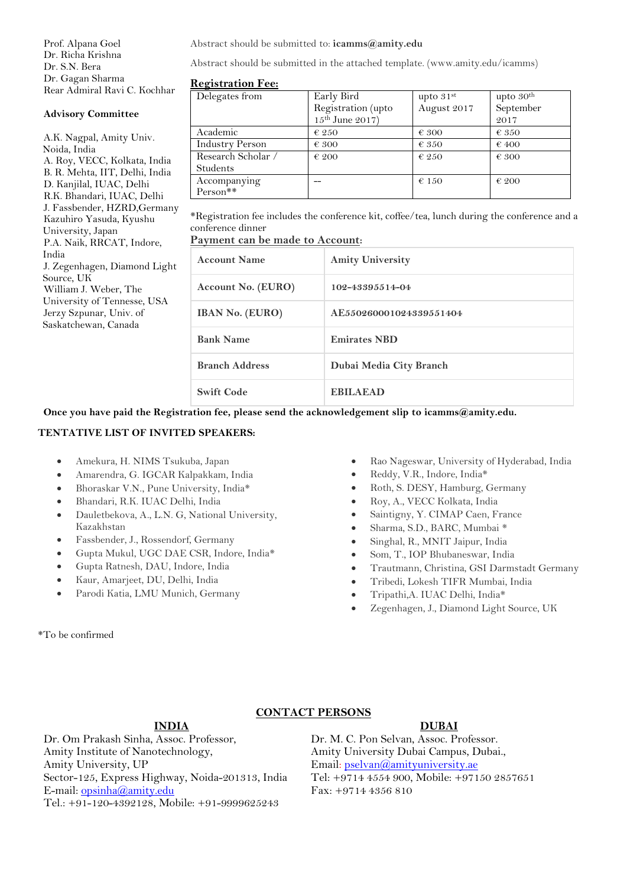Prof. Alpana Goel
Dr. Richa Krishna
Dr. S.N. Bera
Dr. Gagan Sharma
Rear Admiral Ravi C. Kochhar

**Advisory Committee**

A.K. Nagpal, Amity Univ. Noida, India
A. Roy, VECC, Kolkata, India
B. R. Mehta, IIT, Delhi, India
D. Kanjilal, IUAC, Delhi
R.K. Bhandari, IUAC, Delhi
J. Fassbender, HZRD,Germany
Kazuhiro Yasuda, Kyushu University, Japan
P.A. Naik, RRCAT, Indore, India
J. Zegenhagen, Diamond Light Source, UK
William J. Weber, The University of Tennese, USA
Jerzy Szpunar, Univ. of Saskatchewan, Canada

Abstract should be submitted to: **icamms@amity.edu**

Abstract should be submitted in the attached template. (www.amity.edu/icamms)

**Registration Fee:**

| Delegates from | Early Bird Registration (upto 15th June 2017) | upto 31st August 2017 | upto 30th September 2017 |
|---|---|---|---|
| Academic | € 250 | € 300 | € 350 |
| Industry Person | € 300 | € 350 | € 400 |
| Research Scholar / Students | € 200 | € 250 | € 300 |
| Accompanying Person** | -- | € 150 | € 200 |

*Registration fee includes the conference kit, coffee/tea, lunch during the conference and a conference dinner

**Payment can be made to Account:**

| **Account Name** | **Amity University** |
|---|---|
| **Account No. (EURO)** | **102-43395514-04** |
| **IBAN No. (EURO)** | **AE550260001024339551404** |
| **Bank Name** | **Emirates NBD** |
| **Branch Address** | **Dubai Media City Branch** |
| **Swift Code** | **EBILAEAD** |

**Once you have paid the Registration fee, please send the acknowledgement slip to icamms@amity.edu.**

**TENTATIVE LIST OF INVITED SPEAKERS:**

- Amekura, H. NIMS Tsukuba, Japan
- Amarendra, G. IGCAR Kalpakkam, India
- Bhoraskar V.N., Pune University, India*
- Bhandari, R.K. IUAC Delhi, India
- Dauletbekova, A., L.N. G, National University, Kazakhstan
- Fassbender, J., Rossendorf, Germany
- Gupta Mukul, UGC DAE CSR, Indore, India*
- Gupta Ratnesh, DAU, Indore, India
- Kaur, Amarjeet, DU, Delhi, India
- Parodi Katia, LMU Munich, Germany
- Rao Nageswar, University of Hyderabad, India
- Reddy, V.R., Indore, India*
- Roth, S. DESY, Hamburg, Germany
- Roy, A., VECC Kolkata, India
- Saintigny, Y. CIMAP Caen, France
- Sharma, S.D., BARC, Mumbai *
- Singhal, R., MNIT Jaipur, India
- Som, T., IOP Bhubaneswar, India
- Trautmann, Christina, GSI Darmstadt Germany
- Tribedi, Lokesh TIFR Mumbai, India
- Tripathi,A. IUAC Delhi, India*
- Zegenhagen, J., Diamond Light Source, UK

*To be confirmed

**CONTACT PERSONS**

**INDIA**

Dr. Om Prakash Sinha, Assoc. Professor,
Amity Institute of Nanotechnology,
Amity University, UP
Sector-125, Express Highway, Noida-201313, India
E-mail: opsinha@amity.edu
Tel.: +91-120-4392128, Mobile: +91-9999625243

**DUBAI**

Dr. M. C. Pon Selvan, Assoc. Professor.
Amity University Dubai Campus, Dubai.,
Email: pselvan@amityuniversity.ae
Tel: +9714 4554 900, Mobile: +97150 2857651
Fax: +9714 4356 810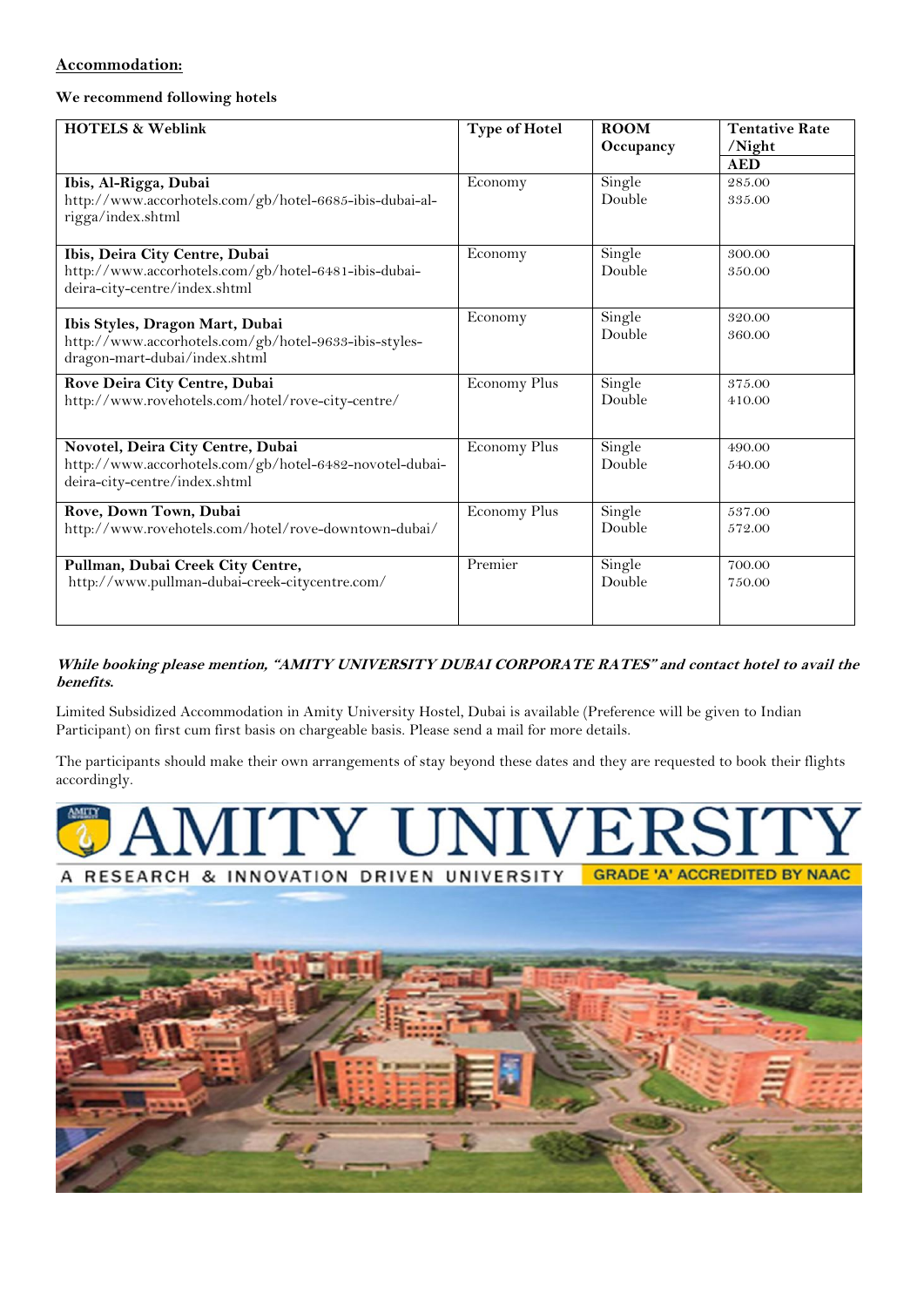**Accommodation:**

**We recommend following hotels**

| HOTELS & Weblink | Type of Hotel | ROOM Occupancy | Tentative Rate /Night AED |
|---|---|---|---|
| **Ibis, Al-Rigga, Dubai** http://www.accorhotels.com/gb/hotel-6685-ibis-dubai-al-rigga/index.shtml | Economy | Single<br>Double | 285.00<br>335.00 |
| **Ibis, Deira City Centre, Dubai** http://www.accorhotels.com/gb/hotel-6481-ibis-dubai-deira-city-centre/index.shtml | Economy | Single<br>Double | 300.00<br>350.00 |
| **Ibis Styles, Dragon Mart, Dubai** http://www.accorhotels.com/gb/hotel-9633-ibis-styles-dragon-mart-dubai/index.shtml | Economy | Single<br>Double | 320.00<br>360.00 |
| **Rove Deira City Centre, Dubai** http://www.rovehotels.com/hotel/rove-city-centre/ | Economy Plus | Single<br>Double | 375.00<br>410.00 |
| **Novotel, Deira City Centre, Dubai** http://www.accorhotels.com/gb/hotel-6482-novotel-dubai-deira-city-centre/index.shtml | Economy Plus | Single<br>Double | 490.00<br>540.00 |
| **Rove, Down Town, Dubai** http://www.rovehotels.com/hotel/rove-downtown-dubai/ | Economy Plus | Single<br>Double | 537.00<br>572.00 |
| **Pullman, Dubai Creek City Centre,** http://www.pullman-dubai-creek-citycentre.com/ | Premier | Single<br>Double | 700.00<br>750.00 |

***While booking please mention, "AMITY UNIVERSITY DUBAI CORPORATE RATES" and contact hotel to avail the benefits.***

Limited Subsidized Accommodation in Amity University Hostel, Dubai is available (Preference will be given to Indian Participant) on first cum first basis on chargeable basis. Please send a mail for more details.

The participants should make their own arrangements of stay beyond these dates and they are requested to book their flights accordingly.

AMITY UNIVERSITY

A RESEARCH & INNOVATION DRIVEN UNIVERSITY GRADE 'A' ACCREDITED BY NAAC